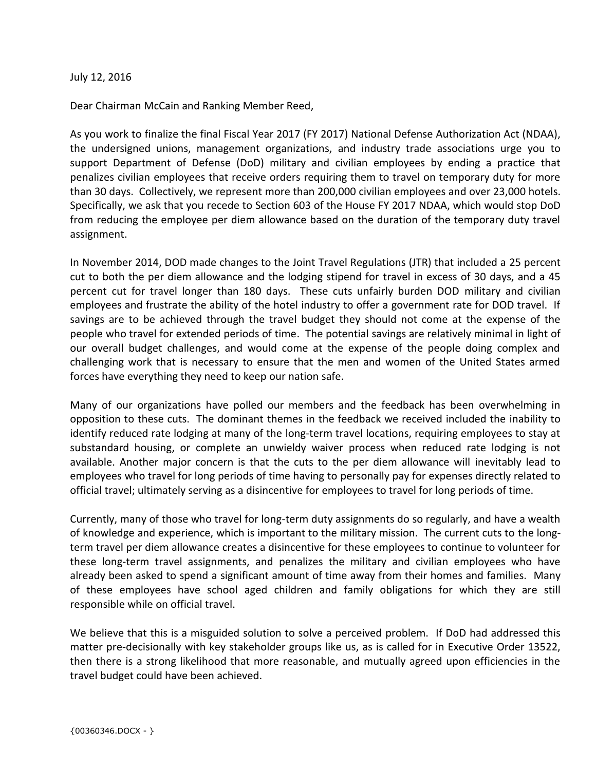July 12, 2016

Dear Chairman McCain and Ranking Member Reed,

As you work to finalize the final Fiscal Year 2017 (FY 2017) National Defense Authorization Act (NDAA), the undersigned unions, management organizations, and industry trade associations urge you to support Department of Defense (DoD) military and civilian employees by ending a practice that penalizes civilian employees that receive orders requiring them to travel on temporary duty for more than 30 days. Collectively, we represent more than 200,000 civilian employees and over 23,000 hotels. Specifically, we ask that you recede to Section 603 of the House FY 2017 NDAA, which would stop DoD from reducing the employee per diem allowance based on the duration of the temporary duty travel assignment.

In November 2014, DOD made changes to the Joint Travel Regulations (JTR) that included a 25 percent cut to both the per diem allowance and the lodging stipend for travel in excess of 30 days, and a 45 percent cut for travel longer than 180 days. These cuts unfairly burden DOD military and civilian employees and frustrate the ability of the hotel industry to offer a government rate for DOD travel. If savings are to be achieved through the travel budget they should not come at the expense of the people who travel for extended periods of time. The potential savings are relatively minimal in light of our overall budget challenges, and would come at the expense of the people doing complex and challenging work that is necessary to ensure that the men and women of the United States armed forces have everything they need to keep our nation safe.

Many of our organizations have polled our members and the feedback has been overwhelming in opposition to these cuts. The dominant themes in the feedback we received included the inability to identify reduced rate lodging at many of the long-term travel locations, requiring employees to stay at substandard housing, or complete an unwieldy waiver process when reduced rate lodging is not available. Another major concern is that the cuts to the per diem allowance will inevitably lead to employees who travel for long periods of time having to personally pay for expenses directly related to official travel; ultimately serving as a disincentive for employees to travel for long periods of time.

Currently, many of those who travel for long-term duty assignments do so regularly, and have a wealth of knowledge and experience, which is important to the military mission. The current cuts to the long-term travel per diem allowance creates a disincentive for these employees to continue to volunteer for these long-term travel assignments, and penalizes the military and civilian employees who have already been asked to spend a significant amount of time away from their homes and families. Many of these employees have school aged children and family obligations for which they are still responsible while on official travel.

We believe that this is a misguided solution to solve a perceived problem. If DoD had addressed this matter pre-decisionally with key stakeholder groups like us, as is called for in Executive Order 13522, then there is a strong likelihood that more reasonable, and mutually agreed upon efficiencies in the travel budget could have been achieved.

{00360346.DOCX - }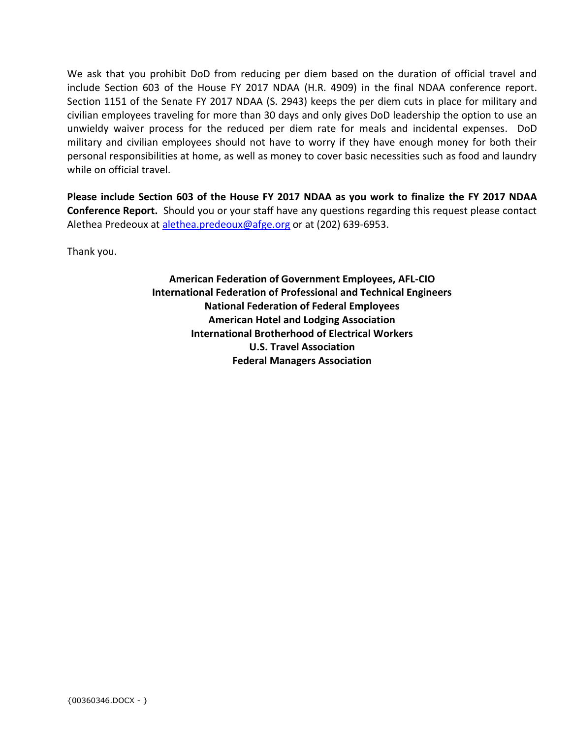We ask that you prohibit DoD from reducing per diem based on the duration of official travel and include Section 603 of the House FY 2017 NDAA (H.R. 4909) in the final NDAA conference report. Section 1151 of the Senate FY 2017 NDAA (S. 2943) keeps the per diem cuts in place for military and civilian employees traveling for more than 30 days and only gives DoD leadership the option to use an unwieldy waiver process for the reduced per diem rate for meals and incidental expenses. DoD military and civilian employees should not have to worry if they have enough money for both their personal responsibilities at home, as well as money to cover basic necessities such as food and laundry while on official travel.

**Please include Section 603 of the House FY 2017 NDAA as you work to finalize the FY 2017 NDAA Conference Report.** Should you or your staff have any questions regarding this request please contact Alethea Predeoux at alethea.predeoux@afge.org or at (202) 639-6953.

Thank you.

**American Federation of Government Employees, AFL-CIO**
**International Federation of Professional and Technical Engineers**
**National Federation of Federal Employees**
**American Hotel and Lodging Association**
**International Brotherhood of Electrical Workers**
**U.S. Travel Association**
**Federal Managers Association**

{00360346.DOCX - }